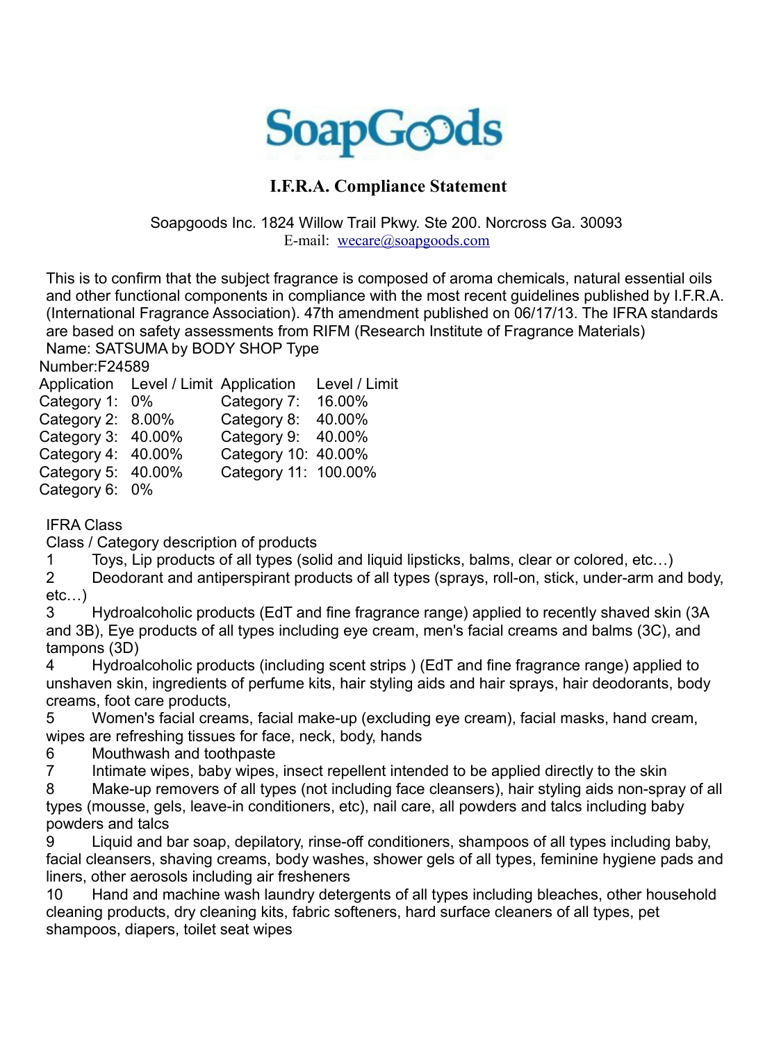# SoapGoods

## I.F.R.A. Compliance Statement

Soapgoods Inc. 1824 Willow Trail Pkwy. Ste 200. Norcross Ga. 30093
E-mail: wecare@soapgoods.com

This is to confirm that the subject fragrance is composed of aroma chemicals, natural essential oils and other functional components in compliance with the most recent guidelines published by I.F.R.A. (International Fragrance Association). 47th amendment published on 06/17/13. The IFRA standards are based on safety assessments from RIFM (Research Institute of Fragrance Materials)

Name: SATSUMA by BODY SHOP Type

Number:F24589

| Application | Level / Limit | Application | Level / Limit |
|---|---|---|---|
| Category 1: | 0% | Category 7: | 16.00% |
| Category 2: | 8.00% | Category 8: | 40.00% |
| Category 3: | 40.00% | Category 9: | 40.00% |
| Category 4: | 40.00% | Category 10: | 40.00% |
| Category 5: | 40.00% | Category 11: | 100.00% |
| Category 6: | 0% | | |

IFRA Class

Class / Category description of products

1 Toys, Lip products of all types (solid and liquid lipsticks, balms, clear or colored, etc…)

2 Deodorant and antiperspirant products of all types (sprays, roll-on, stick, under-arm and body, etc…)

3 Hydroalcoholic products (EdT and fine fragrance range) applied to recently shaved skin (3A and 3B), Eye products of all types including eye cream, men's facial creams and balms (3C), and tampons (3D)

4 Hydroalcoholic products (including scent strips ) (EdT and fine fragrance range) applied to unshaven skin, ingredients of perfume kits, hair styling aids and hair sprays, hair deodorants, body creams, foot care products,

5 Women's facial creams, facial make-up (excluding eye cream), facial masks, hand cream, wipes are refreshing tissues for face, neck, body, hands

6 Mouthwash and toothpaste

7 Intimate wipes, baby wipes, insect repellent intended to be applied directly to the skin

8 Make-up removers of all types (not including face cleansers), hair styling aids non-spray of all types (mousse, gels, leave-in conditioners, etc), nail care, all powders and talcs including baby powders and talcs

9 Liquid and bar soap, depilatory, rinse-off conditioners, shampoos of all types including baby, facial cleansers, shaving creams, body washes, shower gels of all types, feminine hygiene pads and liners, other aerosols including air fresheners

10 Hand and machine wash laundry detergents of all types including bleaches, other household cleaning products, dry cleaning kits, fabric softeners, hard surface cleaners of all types, pet shampoos, diapers, toilet seat wipes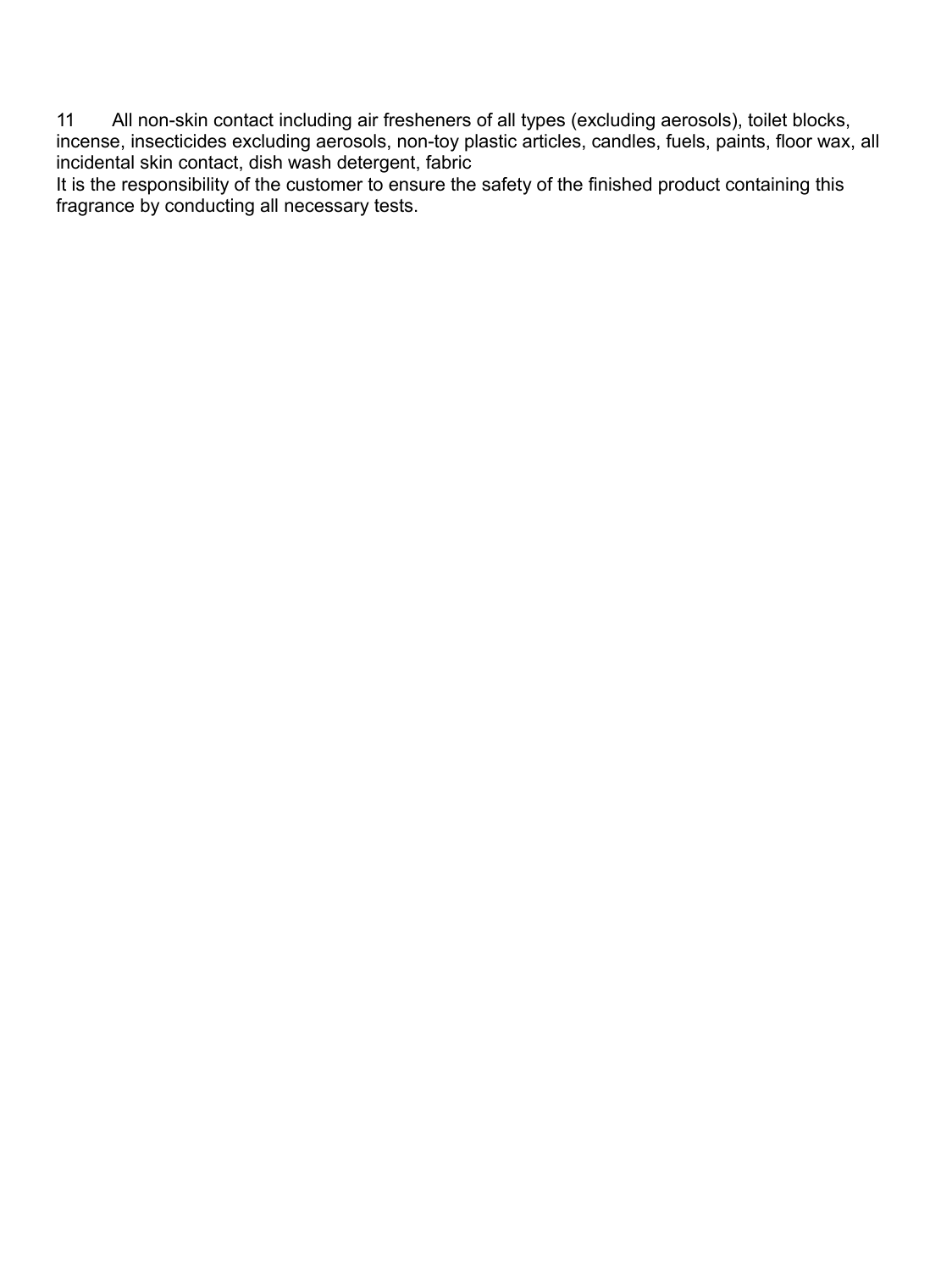11 All non-skin contact including air fresheners of all types (excluding aerosols), toilet blocks, incense, insecticides excluding aerosols, non-toy plastic articles, candles, fuels, paints, floor wax, all incidental skin contact, dish wash detergent, fabric

It is the responsibility of the customer to ensure the safety of the finished product containing this fragrance by conducting all necessary tests.